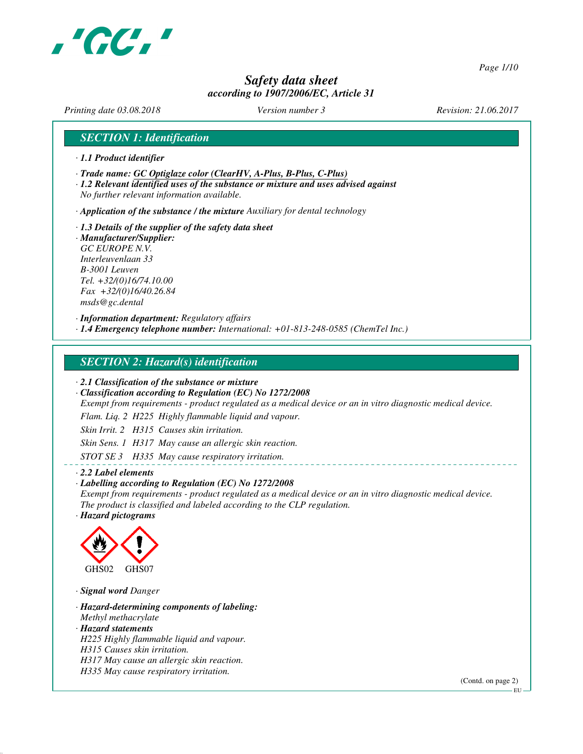# Safety data sheet

*according to 1907/2006/EC, Article 31*

*Printing date 03.08.2018* *Version number 3* *Revision: 21.06.2017*

## SECTION 1: Identification

· **1.1 Product identifier**

· **Trade name: GC Optiglaze color (ClearHV, A-Plus, B-Plus, C-Plus)**

· **1.2 Relevant identified uses of the substance or mixture and uses advised against**
No further relevant information available.

· **Application of the substance / the mixture** Auxiliary for dental technology

· **1.3 Details of the supplier of the safety data sheet**

· **Manufacturer/Supplier:**
GC EUROPE N.V.
Interleuvenlaan 33
B-3001 Leuven
Tel. +32/(0)16/74.10.00
Fax +32/(0)16/40.26.84
msds@gc.dental

· **Information department:** Regulatory affairs

· **1.4 Emergency telephone number:** International: +01-813-248-0585 (ChemTel Inc.)

## SECTION 2: Hazard(s) identification

· **2.1 Classification of the substance or mixture**

· **Classification according to Regulation (EC) No 1272/2008**
Exempt from requirements - product regulated as a medical device or an in vitro diagnostic medical device.

Flam. Liq. 2 H225 Highly flammable liquid and vapour.

Skin Irrit. 2 H315 Causes skin irritation.

Skin Sens. 1 H317 May cause an allergic skin reaction.

STOT SE 3 H335 May cause respiratory irritation.

· **2.2 Label elements**

· **Labelling according to Regulation (EC) No 1272/2008**
Exempt from requirements - product regulated as a medical device or an in vitro diagnostic medical device.
The product is classified and labeled according to the CLP regulation.

· **Hazard pictograms**

GHS02 GHS07

· **Signal word** Danger

· **Hazard-determining components of labeling:**
Methyl methacrylate

· **Hazard statements**
H225 Highly flammable liquid and vapour.
H315 Causes skin irritation.
H317 May cause an allergic skin reaction.
H335 May cause respiratory irritation.

(Contd. on page 2)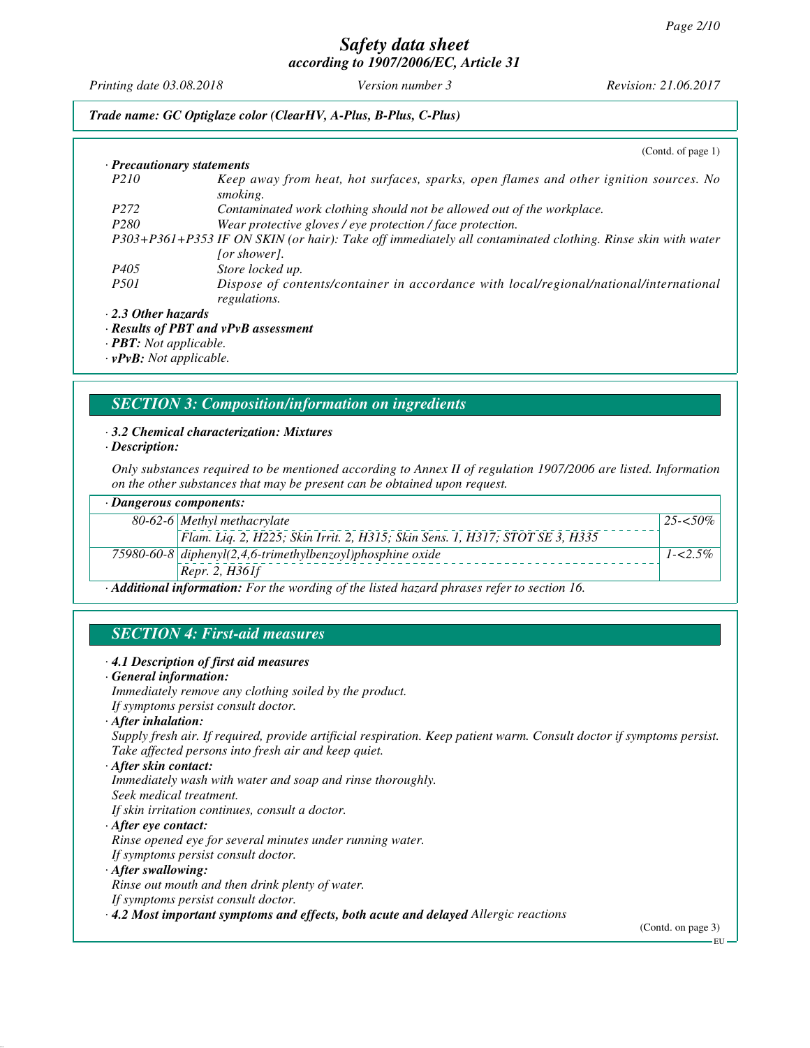(Contd. of page 1)

· **Precautionary statements**

| | |
|---|---|
| P210 | Keep away from heat, hot surfaces, sparks, open flames and other ignition sources. No smoking. |
| P272 | Contaminated work clothing should not be allowed out of the workplace. |
| P280 | Wear protective gloves / eye protection / face protection. |
| P303+P361+P353 | IF ON SKIN (or hair): Take off immediately all contaminated clothing. Rinse skin with water [or shower]. |
| P405 | Store locked up. |
| P501 | Dispose of contents/container in accordance with local/regional/national/international regulations. |

· **2.3 Other hazards**

· **Results of PBT and vPvB assessment**

· **PBT:** Not applicable.

· **vPvB:** Not applicable.

## SECTION 3: Composition/information on ingredients

· **3.2 Chemical characterization: Mixtures**

· **Description:**

Only substances required to be mentioned according to Annex II of regulation 1907/2006 are listed. Information on the other substances that may be present can be obtained upon request.

· **Dangerous components:**

| CAS | Component | Concentration |
|---|---|---|
| 80-62-6 | Methyl methacrylate<br>Flam. Liq. 2, H225; Skin Irrit. 2, H315; Skin Sens. 1, H317; STOT SE 3, H335 | 25-<50% |
| 75980-60-8 | diphenyl(2,4,6-trimethylbenzoyl)phosphine oxide<br>Repr. 2, H361f | 1-<2.5% |

· **Additional information:** For the wording of the listed hazard phrases refer to section 16.

## SECTION 4: First-aid measures

· **4.1 Description of first aid measures**

· **General information:**

Immediately remove any clothing soiled by the product.
If symptoms persist consult doctor.

· **After inhalation:**

Supply fresh air. If required, provide artificial respiration. Keep patient warm. Consult doctor if symptoms persist.
Take affected persons into fresh air and keep quiet.

· **After skin contact:**

Immediately wash with water and soap and rinse thoroughly.
Seek medical treatment.
If skin irritation continues, consult a doctor.

· **After eye contact:**

Rinse opened eye for several minutes under running water.
If symptoms persist consult doctor.

· **After swallowing:**

Rinse out mouth and then drink plenty of water.
If symptoms persist consult doctor.

· **4.2 Most important symptoms and effects, both acute and delayed** Allergic reactions

(Contd. on page 3)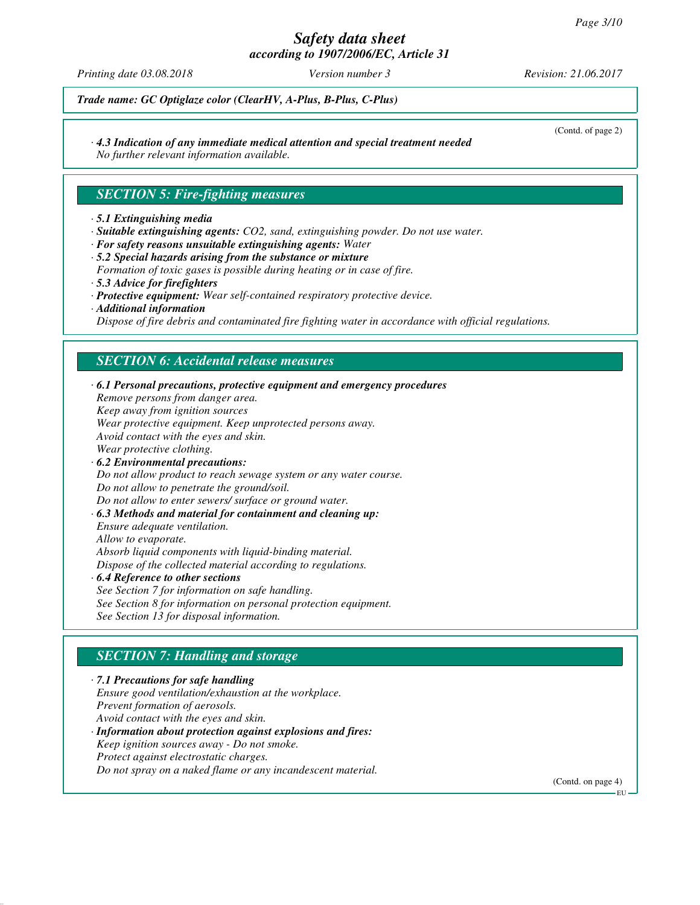(Contd. of page 2)

· *4.3 Indication of any immediate medical attention and special treatment needed*
No further relevant information available.

## SECTION 5: Fire-fighting measures

· *5.1 Extinguishing media*
· ***Suitable extinguishing agents:*** $CO_2$, sand, extinguishing powder. Do not use water.
· ***For safety reasons unsuitable extinguishing agents:*** Water
· *5.2 Special hazards arising from the substance or mixture*
Formation of toxic gases is possible during heating or in case of fire.
· *5.3 Advice for firefighters*
· ***Protective equipment:*** Wear self-contained respiratory protective device.
· *Additional information*
Dispose of fire debris and contaminated fire fighting water in accordance with official regulations.

## SECTION 6: Accidental release measures

· *6.1 Personal precautions, protective equipment and emergency procedures*
Remove persons from danger area.
Keep away from ignition sources
Wear protective equipment. Keep unprotected persons away.
Avoid contact with the eyes and skin.
Wear protective clothing.
· *6.2 Environmental precautions:*
Do not allow product to reach sewage system or any water course.
Do not allow to penetrate the ground/soil.
Do not allow to enter sewers/ surface or ground water.
· *6.3 Methods and material for containment and cleaning up:*
Ensure adequate ventilation.
Allow to evaporate.
Absorb liquid components with liquid-binding material.
Dispose of the collected material according to regulations.
· *6.4 Reference to other sections*
See Section 7 for information on safe handling.
See Section 8 for information on personal protection equipment.
See Section 13 for disposal information.

## SECTION 7: Handling and storage

· *7.1 Precautions for safe handling*
Ensure good ventilation/exhaustion at the workplace.
Prevent formation of aerosols.
Avoid contact with the eyes and skin.
· *Information about protection against explosions and fires:*
Keep ignition sources away - Do not smoke.
Protect against electrostatic charges.
Do not spray on a naked flame or any incandescent material.

(Contd. on page 4)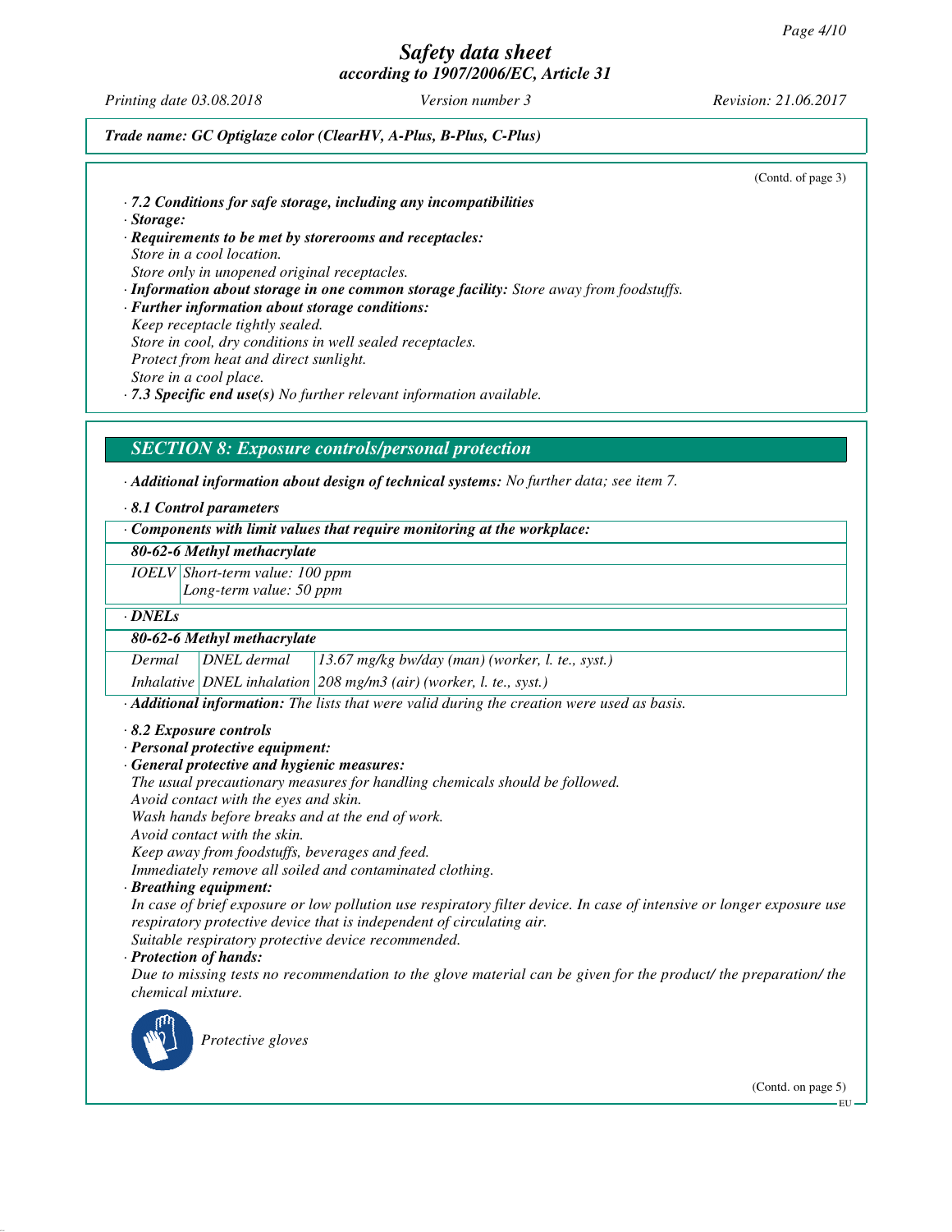*Trade name: GC Optiglaze color (ClearHV, A-Plus, B-Plus, C-Plus)*

(Contd. of page 3)

· **7.2 Conditions for safe storage, including any incompatibilities**
· **Storage:**
· **Requirements to be met by storerooms and receptacles:**
Store in a cool location.
Store only in unopened original receptacles.
· **Information about storage in one common storage facility:** Store away from foodstuffs.
· **Further information about storage conditions:**
Keep receptacle tightly sealed.
Store in cool, dry conditions in well sealed receptacles.
Protect from heat and direct sunlight.
Store in a cool place.
· **7.3 Specific end use(s)** No further relevant information available.

## SECTION 8: Exposure controls/personal protection

· **Additional information about design of technical systems:** No further data; see item 7.

· **8.1 Control parameters**

| · Components with limit values that require monitoring at the workplace: | |
|---|---|
| **80-62-6 Methyl methacrylate** | |
| IOELV | Short-term value: 100 ppm<br>Long-term value: 50 ppm |

| · DNELs | | |
|---|---|---|
| **80-62-6 Methyl methacrylate** | | |
| Dermal | DNEL dermal | 13.67 mg/kg bw/day (man) (worker, l. te., syst.) |
| Inhalative | DNEL inhalation | 208 mg/m3 (air) (worker, l. te., syst.) |

· **Additional information:** The lists that were valid during the creation were used as basis.

· **8.2 Exposure controls**
· **Personal protective equipment:**
· **General protective and hygienic measures:**
The usual precautionary measures for handling chemicals should be followed.
Avoid contact with the eyes and skin.
Wash hands before breaks and at the end of work.
Avoid contact with the skin.
Keep away from foodstuffs, beverages and feed.
Immediately remove all soiled and contaminated clothing.
· **Breathing equipment:**
In case of brief exposure or low pollution use respiratory filter device. In case of intensive or longer exposure use respiratory protective device that is independent of circulating air.
Suitable respiratory protective device recommended.
· **Protection of hands:**
Due to missing tests no recommendation to the glove material can be given for the product/ the preparation/ the chemical mixture.

Protective gloves

(Contd. on page 5)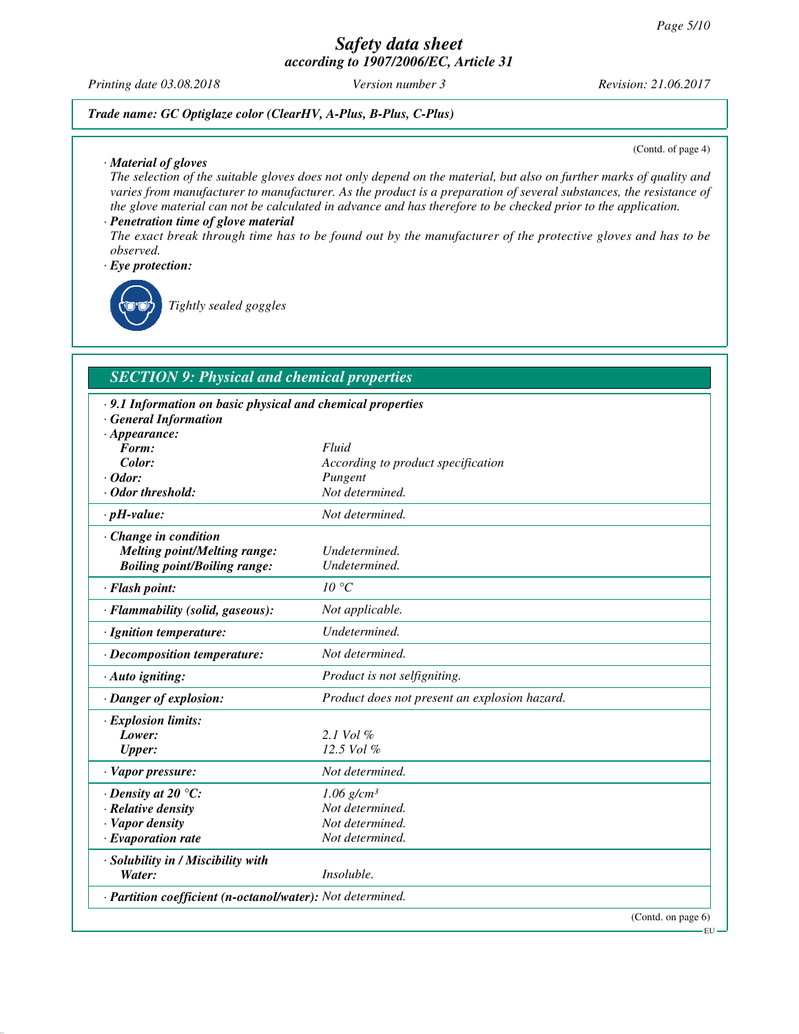*Trade name: GC Optiglaze color (ClearHV, A-Plus, B-Plus, C-Plus)*

(Contd. of page 4)

· **Material of gloves**

The selection of the suitable gloves does not only depend on the material, but also on further marks of quality and varies from manufacturer to manufacturer. As the product is a preparation of several substances, the resistance of the glove material can not be calculated in advance and has therefore to be checked prior to the application.

· **Penetration time of glove material**

The exact break through time has to be found out by the manufacturer of the protective gloves and has to be observed.

· **Eye protection:**

Tightly sealed goggles

## SECTION 9: Physical and chemical properties

· **9.1 Information on basic physical and chemical properties**

· **General Information**

| | |
|---|---|
| · **Appearance:** | |
| **Form:** | Fluid |
| **Color:** | According to product specification |
| · **Odor:** | Pungent |
| · **Odor threshold:** | Not determined. |
| · **pH-value:** | Not determined. |
| · **Change in condition** | |
| **Melting point/Melting range:** | Undetermined. |
| **Boiling point/Boiling range:** | Undetermined. |
| · **Flash point:** | 10 °C |
| · **Flammability (solid, gaseous):** | Not applicable. |
| · **Ignition temperature:** | Undetermined. |
| · **Decomposition temperature:** | Not determined. |
| · **Auto igniting:** | Product is not selfigniting. |
| · **Danger of explosion:** | Product does not present an explosion hazard. |
| · **Explosion limits:** | |
| **Lower:** | 2.1 Vol % |
| **Upper:** | 12.5 Vol % |
| · **Vapor pressure:** | Not determined. |
| · **Density at 20 °C:** | 1.06 g/cm³ |
| · **Relative density** | Not determined. |
| · **Vapor density** | Not determined. |
| · **Evaporation rate** | Not determined. |
| · **Solubility in / Miscibility with** | |
| **Water:** | Insoluble. |
| · **Partition coefficient (n-octanol/water):** | Not determined. |

(Contd. on page 6)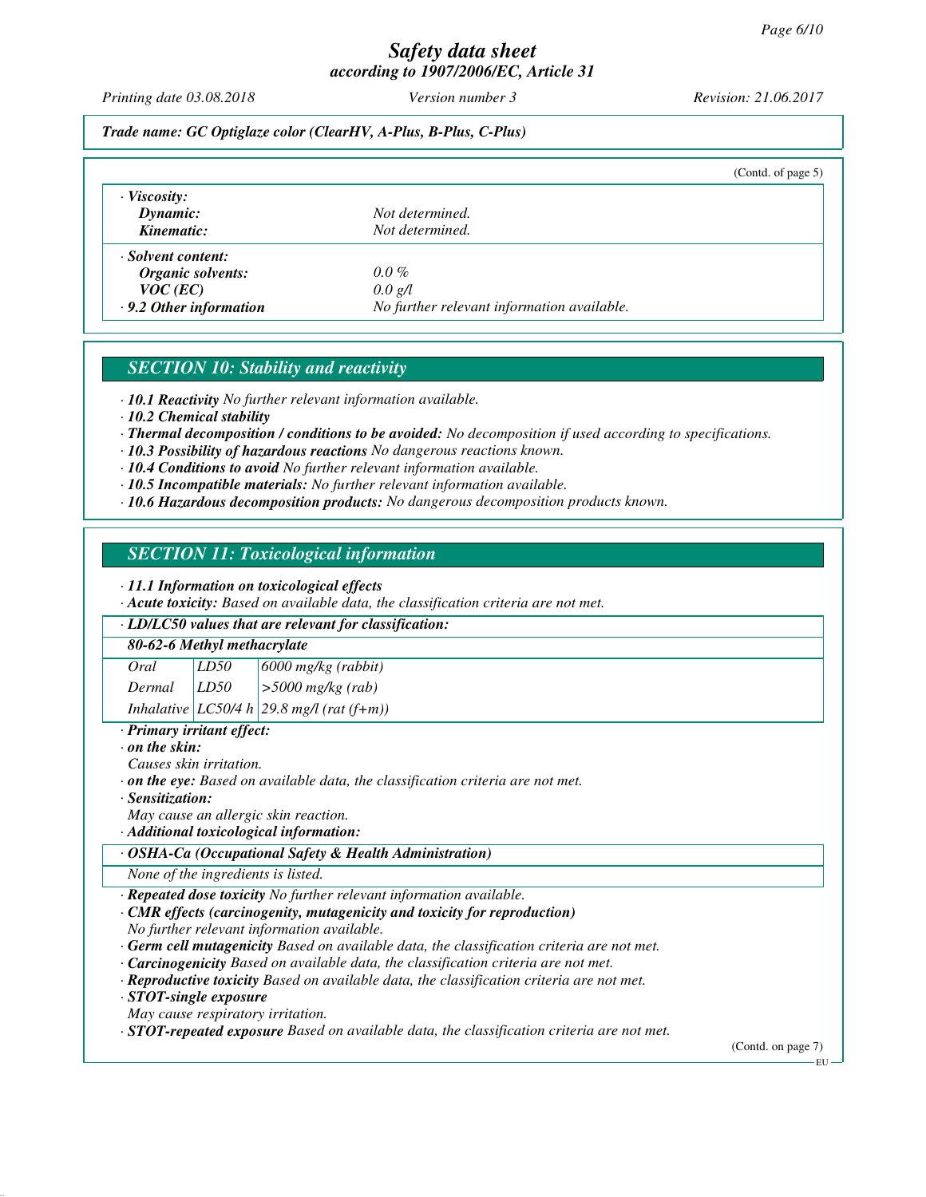*Trade name: GC Optiglaze color (ClearHV, A-Plus, B-Plus, C-Plus)*

(Contd. of page 5)

· **Viscosity:**
**Dynamic:** Not determined.
**Kinematic:** Not determined.

· **Solvent content:**
**Organic solvents:** 0.0 %
**VOC (EC)** 0.0 g/l

· **9.2 Other information** No further relevant information available.

## SECTION 10: Stability and reactivity

· **10.1 Reactivity** No further relevant information available.
· **10.2 Chemical stability**
· **Thermal decomposition / conditions to be avoided:** No decomposition if used according to specifications.
· **10.3 Possibility of hazardous reactions** No dangerous reactions known.
· **10.4 Conditions to avoid** No further relevant information available.
· **10.5 Incompatible materials:** No further relevant information available.
· **10.6 Hazardous decomposition products:** No dangerous decomposition products known.

## SECTION 11: Toxicological information

· **11.1 Information on toxicological effects**
· **Acute toxicity:** Based on available data, the classification criteria are not met.

· **LD/LC50 values that are relevant for classification:**

| **80-62-6 Methyl methacrylate** | | |
|---|---|---|
| Oral | LD50 | 6000 mg/kg (rabbit) |
| Dermal | LD50 | >5000 mg/kg (rab) |
| Inhalative | LC50/4 h | 29.8 mg/l (rat (f+m)) |

· **Primary irritant effect:**
· **on the skin:**
Causes skin irritation.
· **on the eye:** Based on available data, the classification criteria are not met.
· **Sensitization:**
May cause an allergic skin reaction.
· **Additional toxicological information:**

· **OSHA-Ca (Occupational Safety & Health Administration)**
None of the ingredients is listed.

· **Repeated dose toxicity** No further relevant information available.
· **CMR effects (carcinogenity, mutagenicity and toxicity for reproduction)**
No further relevant information available.
· **Germ cell mutagenicity** Based on available data, the classification criteria are not met.
· **Carcinogenicity** Based on available data, the classification criteria are not met.
· **Reproductive toxicity** Based on available data, the classification criteria are not met.
· **STOT-single exposure**
May cause respiratory irritation.
· **STOT-repeated exposure** Based on available data, the classification criteria are not met.

(Contd. on page 7)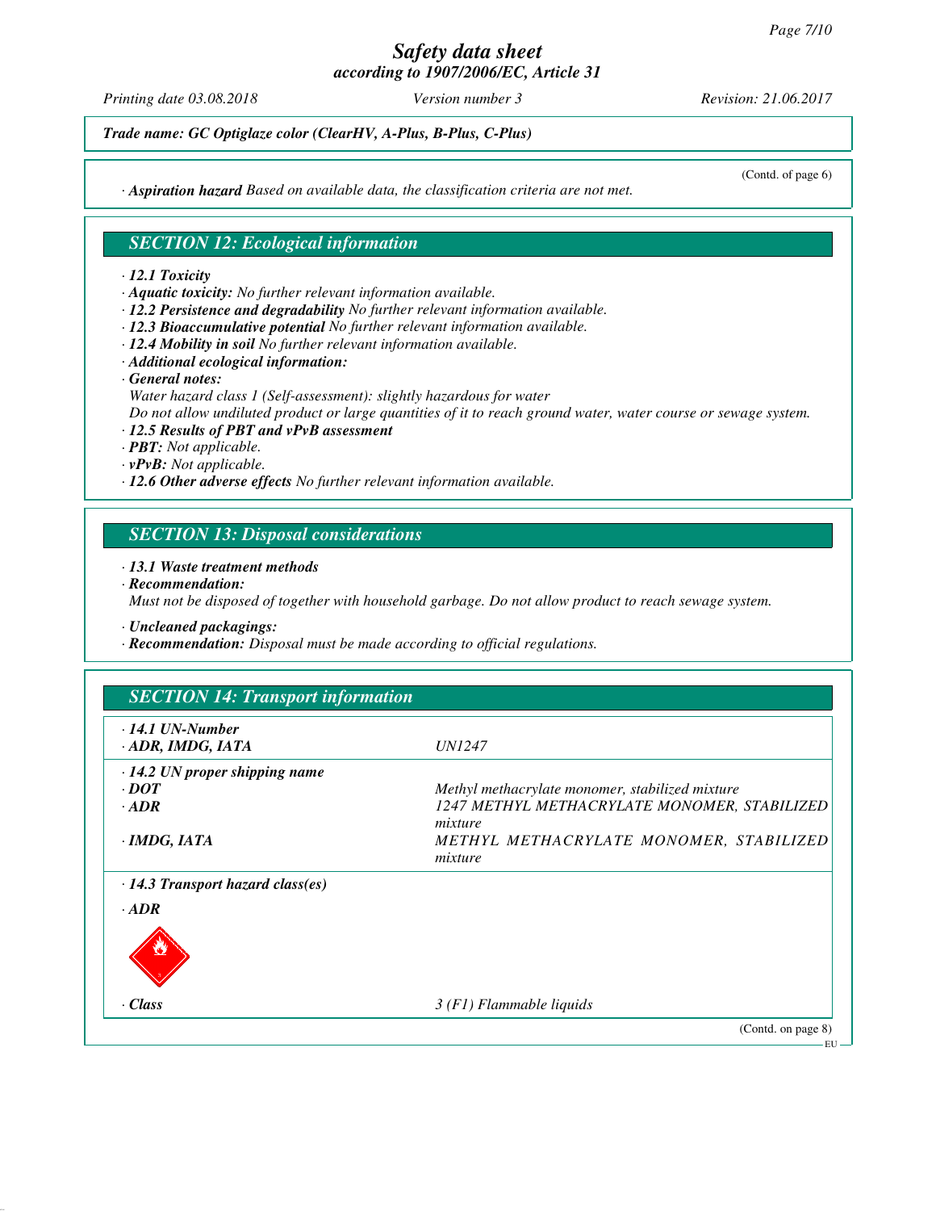*Safety data sheet*
*according to 1907/2006/EC, Article 31*

*Printing date 03.08.2018* *Version number 3* *Revision: 21.06.2017*

***Trade name: GC Optiglaze color (ClearHV, A-Plus, B-Plus, C-Plus)***

(Contd. of page 6)

· ***Aspiration hazard*** *Based on available data, the classification criteria are not met.*

## *SECTION 12: Ecological information*

· ***12.1 Toxicity***
· ***Aquatic toxicity:*** *No further relevant information available.*
· ***12.2 Persistence and degradability*** *No further relevant information available.*
· ***12.3 Bioaccumulative potential*** *No further relevant information available.*
· ***12.4 Mobility in soil*** *No further relevant information available.*
· ***Additional ecological information:***
· ***General notes:***
*Water hazard class 1 (Self-assessment): slightly hazardous for water*
*Do not allow undiluted product or large quantities of it to reach ground water, water course or sewage system.*
· ***12.5 Results of PBT and vPvB assessment***
· ***PBT:*** *Not applicable.*
· ***vPvB:*** *Not applicable.*
· ***12.6 Other adverse effects*** *No further relevant information available.*

## *SECTION 13: Disposal considerations*

· ***13.1 Waste treatment methods***
· ***Recommendation:***
*Must not be disposed of together with household garbage. Do not allow product to reach sewage system.*

· ***Uncleaned packagings:***
· ***Recommendation:*** *Disposal must be made according to official regulations.*

## *SECTION 14: Transport information*

| | |
|---|---|
| · ***14.1 UN-Number*** | |
| · ***ADR, IMDG, IATA*** | *UN1247* |
| · ***14.2 UN proper shipping name*** | |
| · ***DOT*** | *Methyl methacrylate monomer, stabilized mixture* |
| · ***ADR*** | *1247 METHYL METHACRYLATE MONOMER, STABILIZED mixture* |
| · ***IMDG, IATA*** | *METHYL METHACRYLATE MONOMER, STABILIZED mixture* |
| · ***14.3 Transport hazard class(es)*** | |
| · ***ADR*** | |
| · ***Class*** | *3 (F1) Flammable liquids* |

(Contd. on page 8)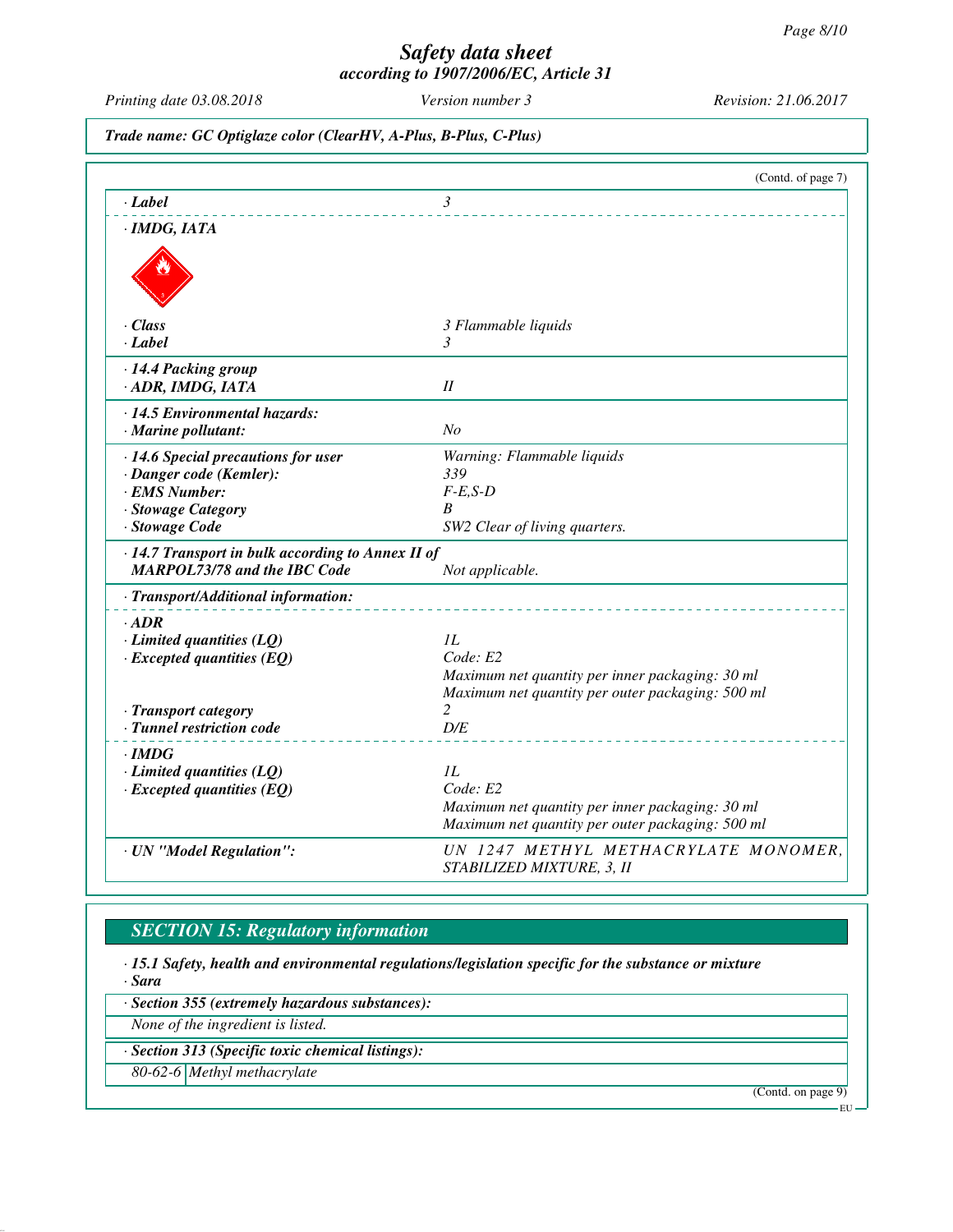# Safety data sheet
## according to 1907/2006/EC, Article 31

Printing date 03.08.2018 | Version number 3 | Revision: 21.06.2017

**Trade name: GC Optiglaze color (ClearHV, A-Plus, B-Plus, C-Plus)**

(Contd. of page 7)

| | |
|---|---|
| **· Label** | *3* |
| **· IMDG, IATA** | |
| **· Class** | *3 Flammable liquids* |
| **· Label** | *3* |
| **· 14.4 Packing group** | |
| **· ADR, IMDG, IATA** | *II* |
| **· 14.5 Environmental hazards:** | |
| **· Marine pollutant:** | *No* |
| **· 14.6 Special precautions for user** | *Warning: Flammable liquids* |
| **· Danger code (Kemler):** | *339* |
| **· EMS Number:** | *F-E,S-D* |
| **· Stowage Category** | *B* |
| **· Stowage Code** | *SW2 Clear of living quarters.* |
| **· 14.7 Transport in bulk according to Annex II of MARPOL73/78 and the IBC Code** | *Not applicable.* |
| **· Transport/Additional information:** | |
| **· ADR** | |
| **· Limited quantities (LQ)** | *1L* |
| **· Excepted quantities (EQ)** | *Code: E2*<br>*Maximum net quantity per inner packaging: 30 ml*<br>*Maximum net quantity per outer packaging: 500 ml* |
| **· Transport category** | *2* |
| **· Tunnel restriction code** | *D/E* |
| **· IMDG** | |
| **· Limited quantities (LQ)** | *1L* |
| **· Excepted quantities (EQ)** | *Code: E2*<br>*Maximum net quantity per inner packaging: 30 ml*<br>*Maximum net quantity per outer packaging: 500 ml* |
| **· UN "Model Regulation":** | *UN 1247 METHYL METHACRYLATE MONOMER, STABILIZED MIXTURE, 3, II* |

## SECTION 15: Regulatory information

**· 15.1 Safety, health and environmental regulations/legislation specific for the substance or mixture**

**· Sara**

**· Section 355 (extremely hazardous substances):**

*None of the ingredient is listed.*

**· Section 313 (Specific toxic chemical listings):**

| | |
|---|---|
| *80-62-6* | *Methyl methacrylate* |

(Contd. on page 9)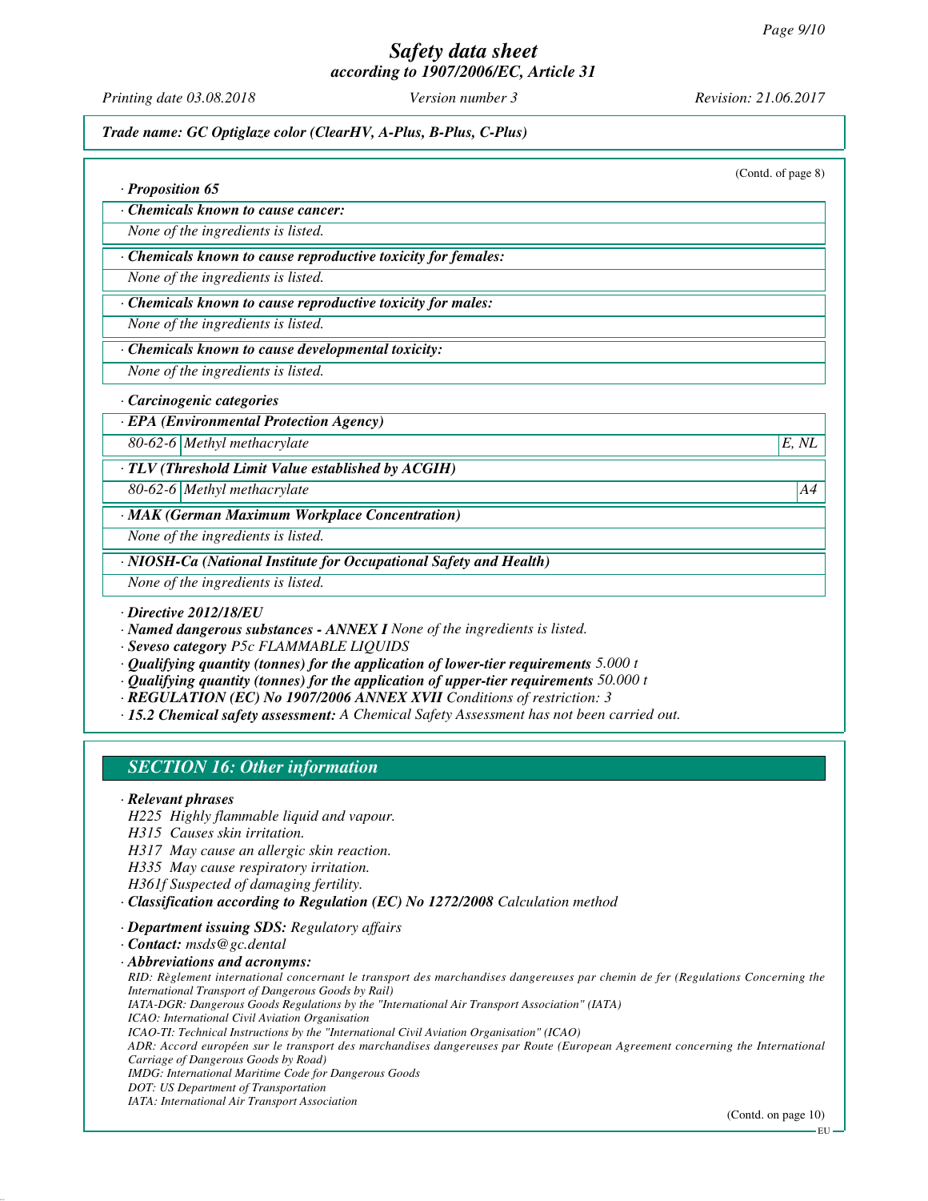**Trade name: GC Optiglaze color (ClearHV, A-Plus, B-Plus, C-Plus)**

(Contd. of page 8)

· **Proposition 65**

· **Chemicals known to cause cancer:**

None of the ingredients is listed.

· **Chemicals known to cause reproductive toxicity for females:**

None of the ingredients is listed.

· **Chemicals known to cause reproductive toxicity for males:**

None of the ingredients is listed.

· **Chemicals known to cause developmental toxicity:**

None of the ingredients is listed.

· **Carcinogenic categories**

· **EPA (Environmental Protection Agency)**

| | | |
|---|---|---|
| 80-62-6 | Methyl methacrylate | E, NL |

· **TLV (Threshold Limit Value established by ACGIH)**

| | | |
|---|---|---|
| 80-62-6 | Methyl methacrylate | A4 |

· **MAK (German Maximum Workplace Concentration)**

None of the ingredients is listed.

· **NIOSH-Ca (National Institute for Occupational Safety and Health)**

None of the ingredients is listed.

· **Directive 2012/18/EU**
· **Named dangerous substances - ANNEX I** None of the ingredients is listed.
· **Seveso category** P5c FLAMMABLE LIQUIDS
· **Qualifying quantity (tonnes) for the application of lower-tier requirements** 5.000 t
· **Qualifying quantity (tonnes) for the application of upper-tier requirements** 50.000 t
· **REGULATION (EC) No 1907/2006 ANNEX XVII** Conditions of restriction: 3
· **15.2 Chemical safety assessment:** A Chemical Safety Assessment has not been carried out.

## SECTION 16: Other information

· **Relevant phrases**

H225 Highly flammable liquid and vapour.
H315 Causes skin irritation.
H317 May cause an allergic skin reaction.
H335 May cause respiratory irritation.
H361f Suspected of damaging fertility.

· **Classification according to Regulation (EC) No 1272/2008** Calculation method

· **Department issuing SDS:** Regulatory affairs
· **Contact:** msds@gc.dental
· **Abbreviations and acronyms:**

RID: Règlement international concernant le transport des marchandises dangereuses par chemin de fer (Regulations Concerning the International Transport of Dangerous Goods by Rail)
IATA-DGR: Dangerous Goods Regulations by the "International Air Transport Association" (IATA)
ICAO: International Civil Aviation Organisation
ICAO-TI: Technical Instructions by the "International Civil Aviation Organisation" (ICAO)
ADR: Accord européen sur le transport des marchandises dangereuses par Route (European Agreement concerning the International Carriage of Dangerous Goods by Road)
IMDG: International Maritime Code for Dangerous Goods
DOT: US Department of Transportation
IATA: International Air Transport Association

(Contd. on page 10)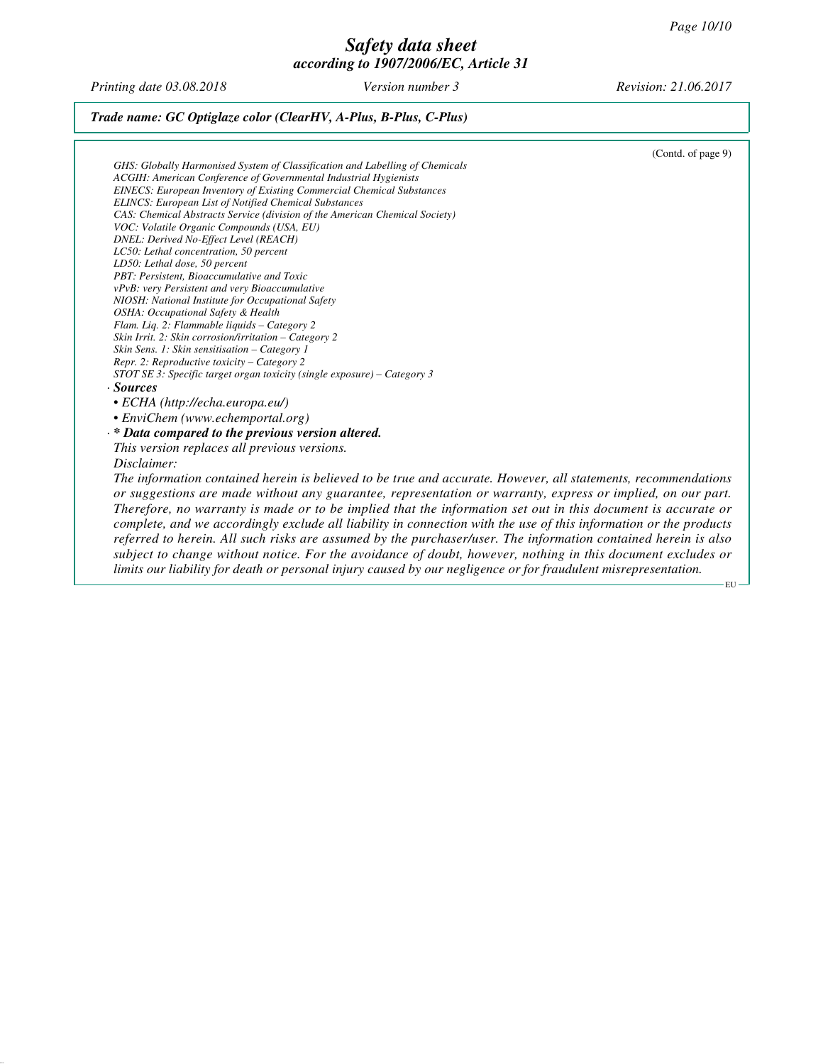*(Contd. of page 9)*

*GHS: Globally Harmonised System of Classification and Labelling of Chemicals*
*ACGIH: American Conference of Governmental Industrial Hygienists*
*EINECS: European Inventory of Existing Commercial Chemical Substances*
*ELINCS: European List of Notified Chemical Substances*
*CAS: Chemical Abstracts Service (division of the American Chemical Society)*
*VOC: Volatile Organic Compounds (USA, EU)*
*DNEL: Derived No-Effect Level (REACH)*
*LC50: Lethal concentration, 50 percent*
*LD50: Lethal dose, 50 percent*
*PBT: Persistent, Bioaccumulative and Toxic*
*vPvB: very Persistent and very Bioaccumulative*
*NIOSH: National Institute for Occupational Safety*
*OSHA: Occupational Safety & Health*
*Flam. Liq. 2: Flammable liquids – Category 2*
*Skin Irrit. 2: Skin corrosion/irritation – Category 2*
*Skin Sens. 1: Skin sensitisation – Category 1*
*Repr. 2: Reproductive toxicity – Category 2*
*STOT SE 3: Specific target organ toxicity (single exposure) – Category 3*

· ***Sources***

- *ECHA (http://echa.europa.eu/)*
- *EnviChem (www.echemportal.org)*

· ***\* Data compared to the previous version altered.***

*This version replaces all previous versions.*

*Disclaimer:*

*The information contained herein is believed to be true and accurate. However, all statements, recommendations or suggestions are made without any guarantee, representation or warranty, express or implied, on our part. Therefore, no warranty is made or to be implied that the information set out in this document is accurate or complete, and we accordingly exclude all liability in connection with the use of this information or the products referred to herein. All such risks are assumed by the purchaser/user. The information contained herein is also subject to change without notice. For the avoidance of doubt, however, nothing in this document excludes or limits our liability for death or personal injury caused by our negligence or for fraudulent misrepresentation.*